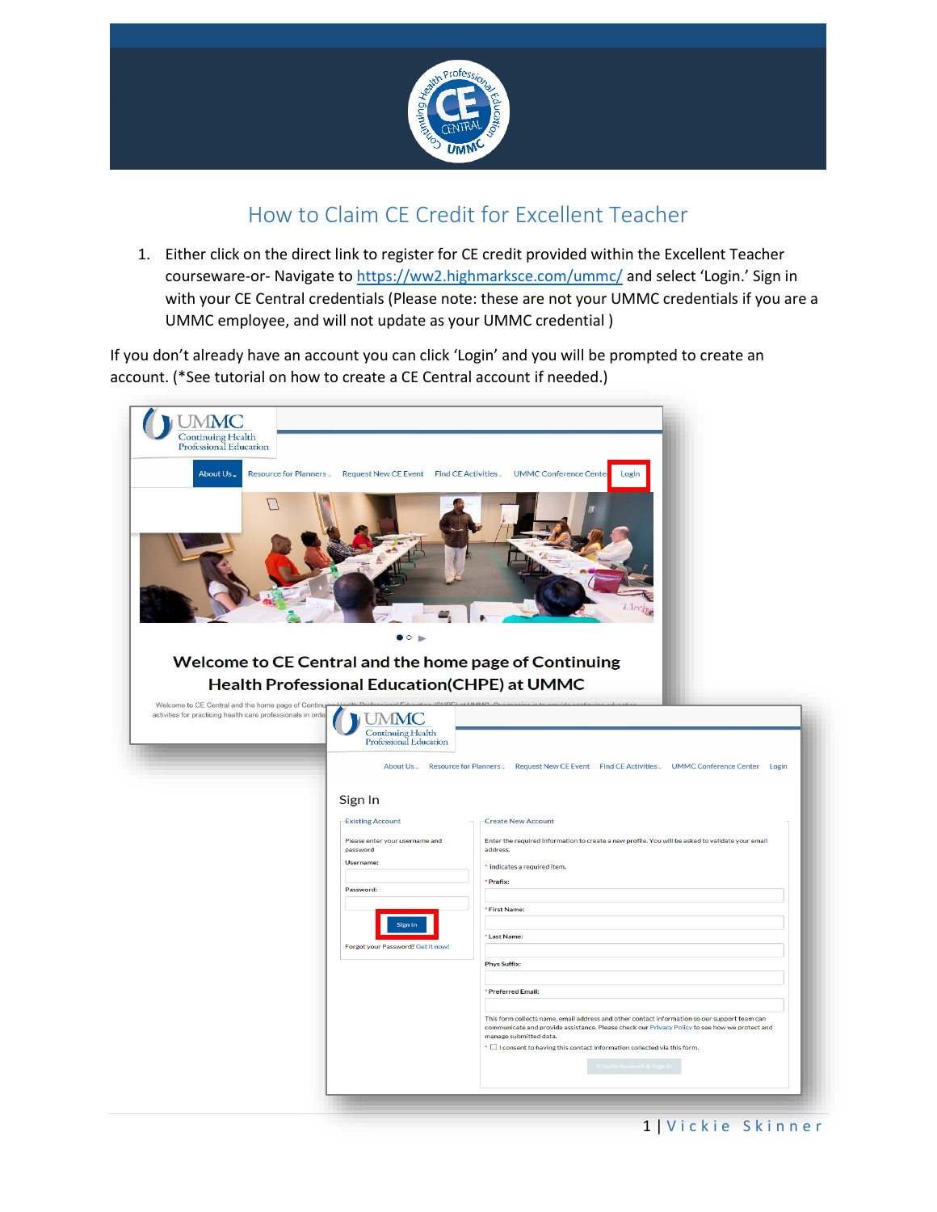# How to Claim CE Credit for Excellent Teacher

1. Either click on the direct link to register for CE credit provided within the Excellent Teacher courseware-or- Navigate to https://ww2.highmarksce.com/ummc/ and select 'Login.' Sign in with your CE Central credentials (Please note: these are not your UMMC credentials if you are a UMMC employee, and will not update as your UMMC credential )

If you don't already have an account you can click 'Login' and you will be prompted to create an account. (*See tutorial on how to create a CE Central account if needed.)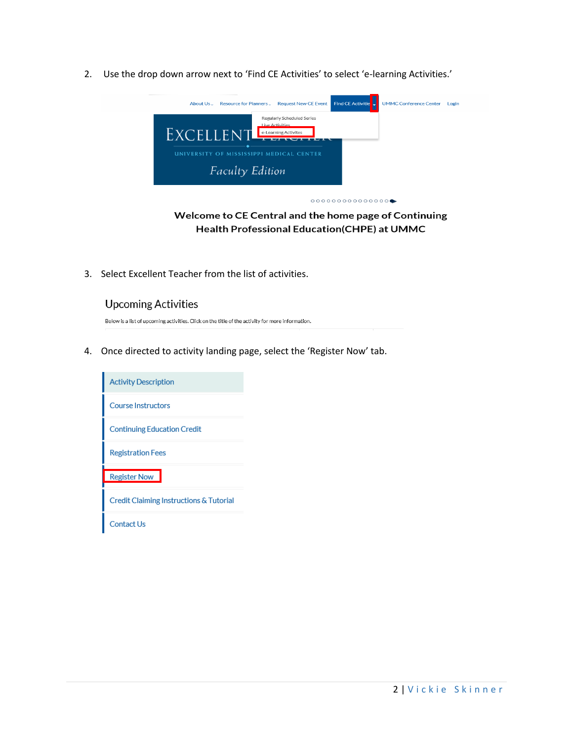2. Use the drop down arrow next to 'Find CE Activities' to select 'e-learning Activities.'

About Us | Resource for Planners | Request New CE Event | Find CE Activities | UMMC Conference Center | Login

Regularly Scheduled Series
Live Activities
e-Learning Activites

EXCELLENT TEACHER
UNIVERSITY OF MISSISSIPPI MEDICAL CENTER
*Faculty Edition*

**Welcome to CE Central and the home page of Continuing Health Professional Education(CHPE) at UMMC**

3. Select Excellent Teacher from the list of activities.

## Upcoming Activities

Below is a list of upcoming activities. Click on the title of the activity for more information.

4. Once directed to activity landing page, select the 'Register Now' tab.

- Activity Description
- Course Instructors
- Continuing Education Credit
- Registration Fees
- Register Now
- Credit Claiming Instructions & Tutorial
- Contact Us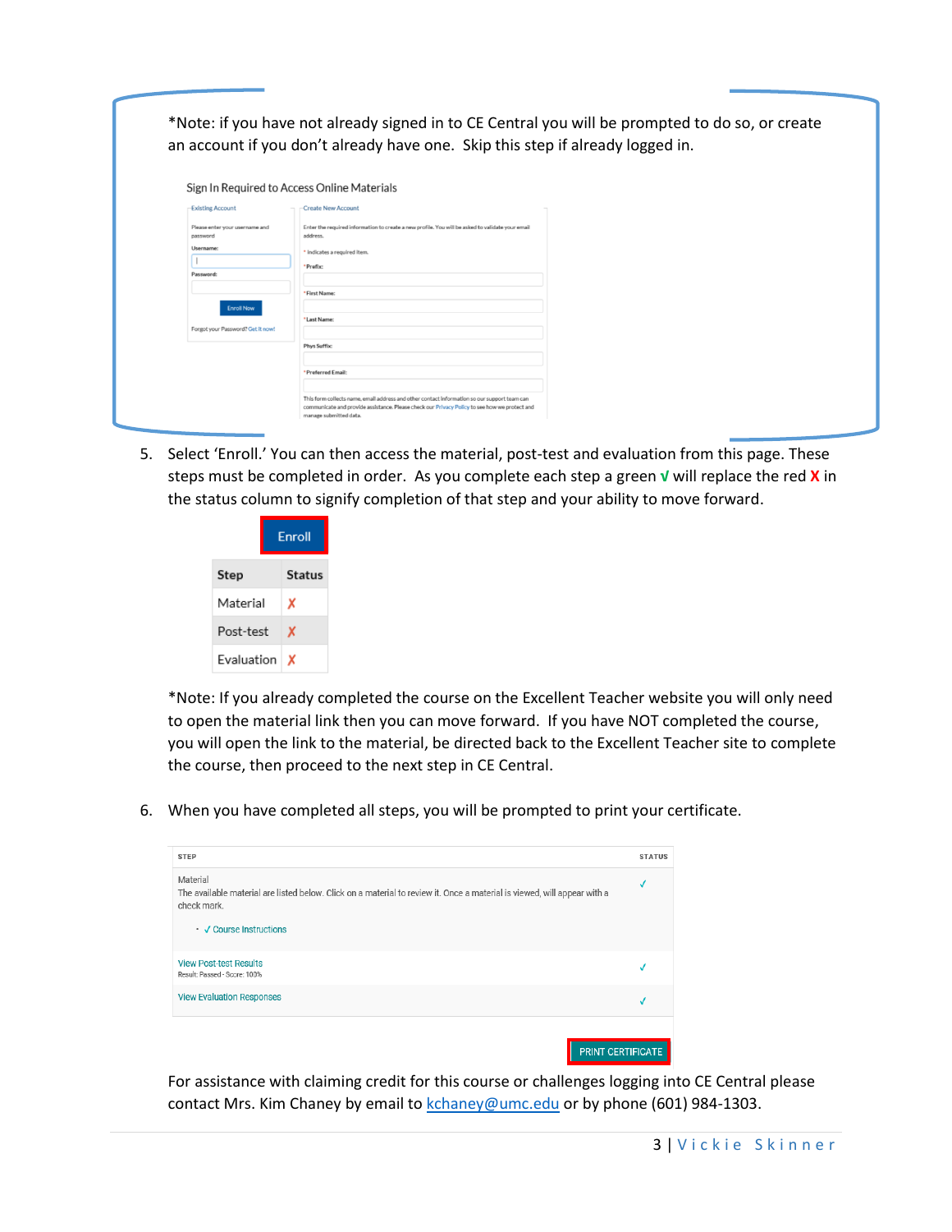*Note: if you have not already signed in to CE Central you will be prompted to do so, or create an account if you don't already have one. Skip this step if already logged in.

Sign In Required to Access Online Materials

Existing Account

Please enter your username and password

Username:

Password:

Enroll Now

Forgot your Password? Get it now!

Create New Account

Enter the required information to create a new profile. You will be asked to validate your email address.

* Indicates a required item.

*Prefix:

*First Name:

*Last Name:

Phys Suffix:

*Preferred Email:

This form collects name, email address and other contact information so our support team can communicate and provide assistance. Please check our Privacy Policy to see how we protect and manage submitted data.

5. Select 'Enroll.' You can then access the material, post-test and evaluation from this page. These steps must be completed in order. As you complete each step a green **√** will replace the red **X** in the status column to signify completion of that step and your ability to move forward.

Enroll

| Step | Status |
| --- | --- |
| Material | ✗ |
| Post-test | ✗ |
| Evaluation | ✗ |

*Note: If you already completed the course on the Excellent Teacher website you will only need to open the material link then you can move forward. If you have NOT completed the course, you will open the link to the material, be directed back to the Excellent Teacher site to complete the course, then proceed to the next step in CE Central.

6. When you have completed all steps, you will be prompted to print your certificate.

| STEP | STATUS |
| --- | --- |
| Material<br>The available material are listed below. Click on a material to review it. Once a material is viewed, will appear with a check mark.<br>• √ Course Instructions | √ |
| View Post-test Results<br>Result: Passed - Score: 100% | √ |
| View Evaluation Responses | √ |

PRINT CERTIFICATE

For assistance with claiming credit for this course or challenges logging into CE Central please contact Mrs. Kim Chaney by email to kchaney@umc.edu or by phone (601) 984-1303.